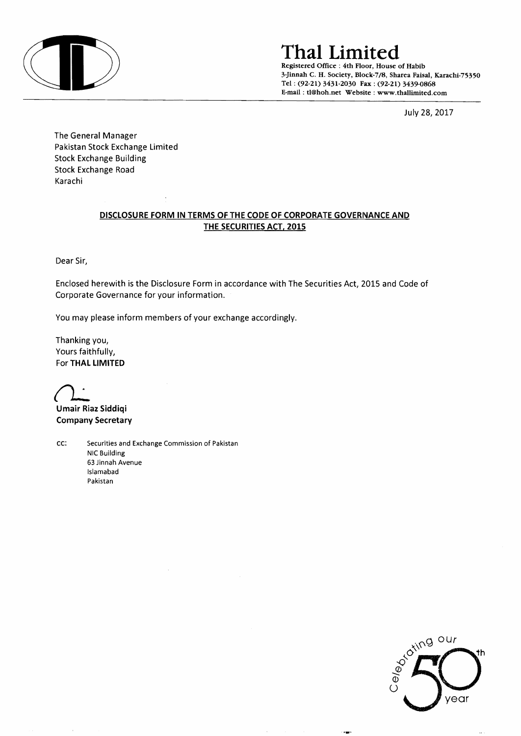# Thal Limited

**Registered Office : 4th Floor, House of Habib**
**3-Jinnah C. H. Society, Block-7/8, Sharea Faisal, Karachi-75350**
**Tel : (92-21) 3431-2030 Fax : (92-21) 3439-0868**
**E-mail : tl@hoh.net Website : www.thallimited.com**

July 28, 2017

The General Manager
Pakistan Stock Exchange Limited
Stock Exchange Building
Stock Exchange Road
Karachi

**DISCLOSURE FORM IN TERMS OF THE CODE OF CORPORATE GOVERNANCE AND THE SECURITIES ACT, 2015**

Dear Sir,

Enclosed herewith is the Disclosure Form in accordance with The Securities Act, 2015 and Code of Corporate Governance for your information.

You may please inform members of your exchange accordingly.

Thanking you,
Yours faithfully,
For **THAL LIMITED**

**Umair Riaz Siddiqi**
**Company Secretary**

cc: Securities and Exchange Commission of Pakistan
NIC Building
63 Jinnah Avenue
Islamabad
Pakistan

Celebrating our 50th year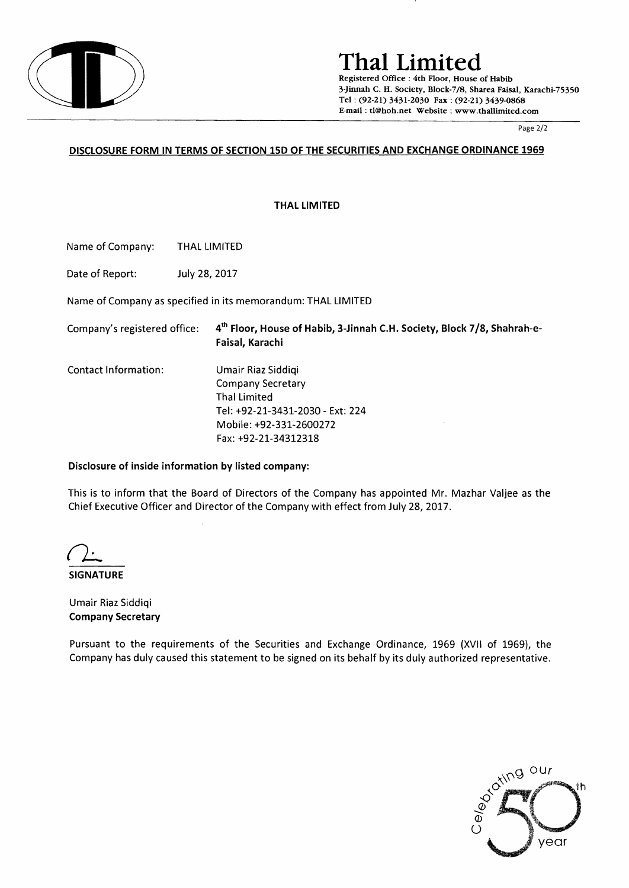# Thal Limited

Registered Office : 4th Floor, House of Habib
3-Jinnah C. H. Society, Block-7/8, Sharea Faisal, Karachi-75350
Tel : (92-21) 3431-2030 Fax : (92-21) 3439-0868
E-mail : tl@hoh.net Website : www.thallimited.com

## DISCLOSURE FORM IN TERMS OF SECTION 15D OF THE SECURITIES AND EXCHANGE ORDINANCE 1969

**THAL LIMITED**

Name of Company: THAL LIMITED

Date of Report: July 28, 2017

Name of Company as specified in its memorandum: THAL LIMITED

Company's registered office: **4th Floor, House of Habib, 3-Jinnah C.H. Society, Block 7/8, Shahrah-e-Faisal, Karachi**

Contact Information:
Umair Riaz Siddiqi
Company Secretary
Thal Limited
Tel: +92-21-3431-2030 - Ext: 224
Mobile: +92-331-2600272
Fax: +92-21-34312318

**Disclosure of inside information by listed company:**

This is to inform that the Board of Directors of the Company has appointed Mr. Mazhar Valjee as the Chief Executive Officer and Director of the Company with effect from July 28, 2017.

**SIGNATURE**

Umair Riaz Siddiqi
**Company Secretary**

Pursuant to the requirements of the Securities and Exchange Ordinance, 1969 (XVII of 1969), the Company has duly caused this statement to be signed on its behalf by its duly authorized representative.

Celebrating our 50th year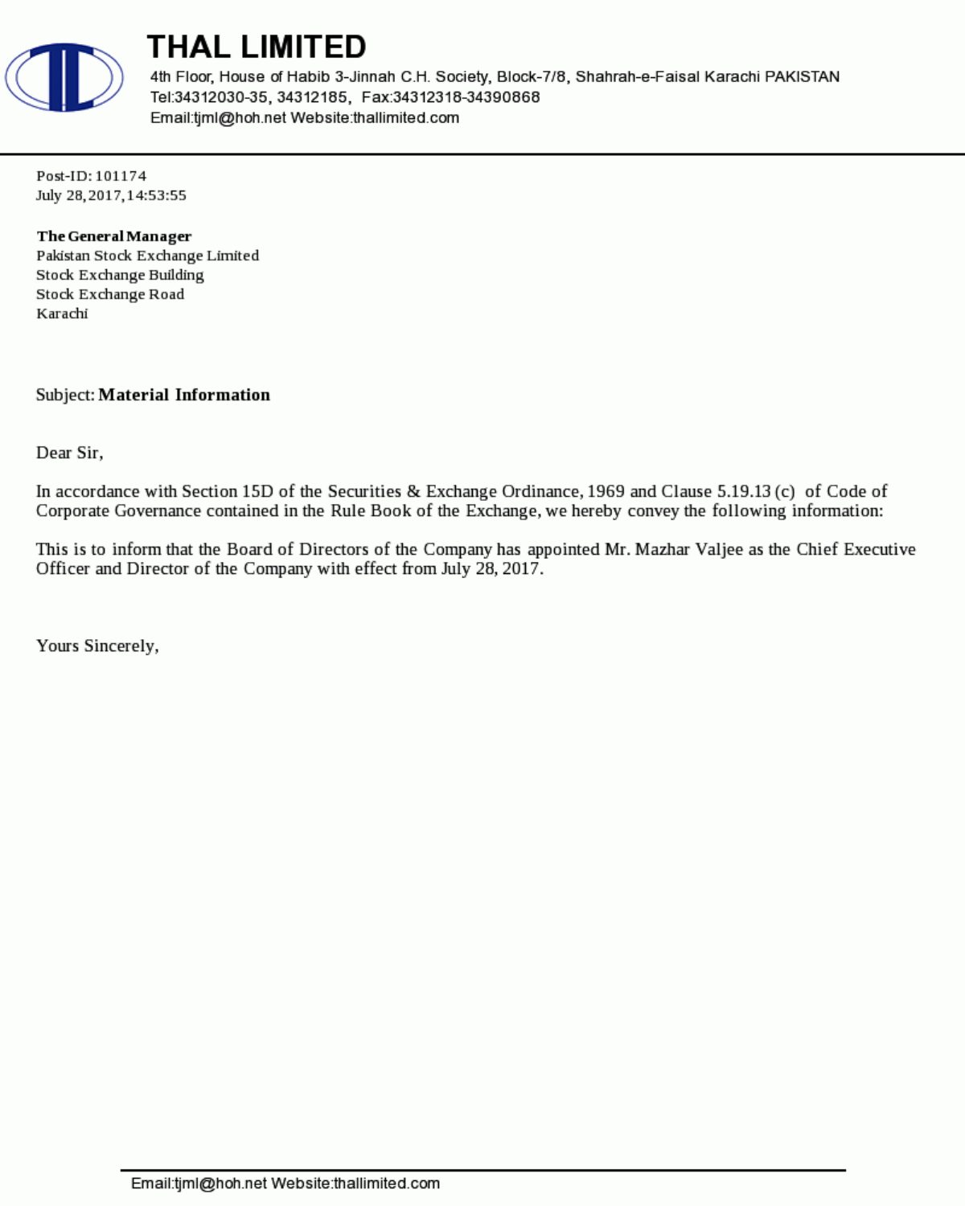# THAL LIMITED

4th Floor, House of Habib 3-Jinnah C.H. Society, Block-7/8, Shahrah-e-Faisal Karachi PAKISTAN
Tel:34312030-35, 34312185, Fax:34312318-34390868
Email:tjml@hoh.net Website:thallimited.com

Post-ID: 101174
July 28,2017,14:53:55

**The General Manager**
Pakistan Stock Exchange Limited
Stock Exchange Building
Stock Exchange Road
Karachi

Subject: **Material Information**

Dear Sir,

In accordance with Section 15D of the Securities & Exchange Ordinance, 1969 and Clause 5.19.13 (c) of Code of Corporate Governance contained in the Rule Book of the Exchange, we hereby convey the following information:

This is to inform that the Board of Directors of the Company has appointed Mr. Mazhar Valjee as the Chief Executive Officer and Director of the Company with effect from July 28, 2017.

Yours Sincerely,